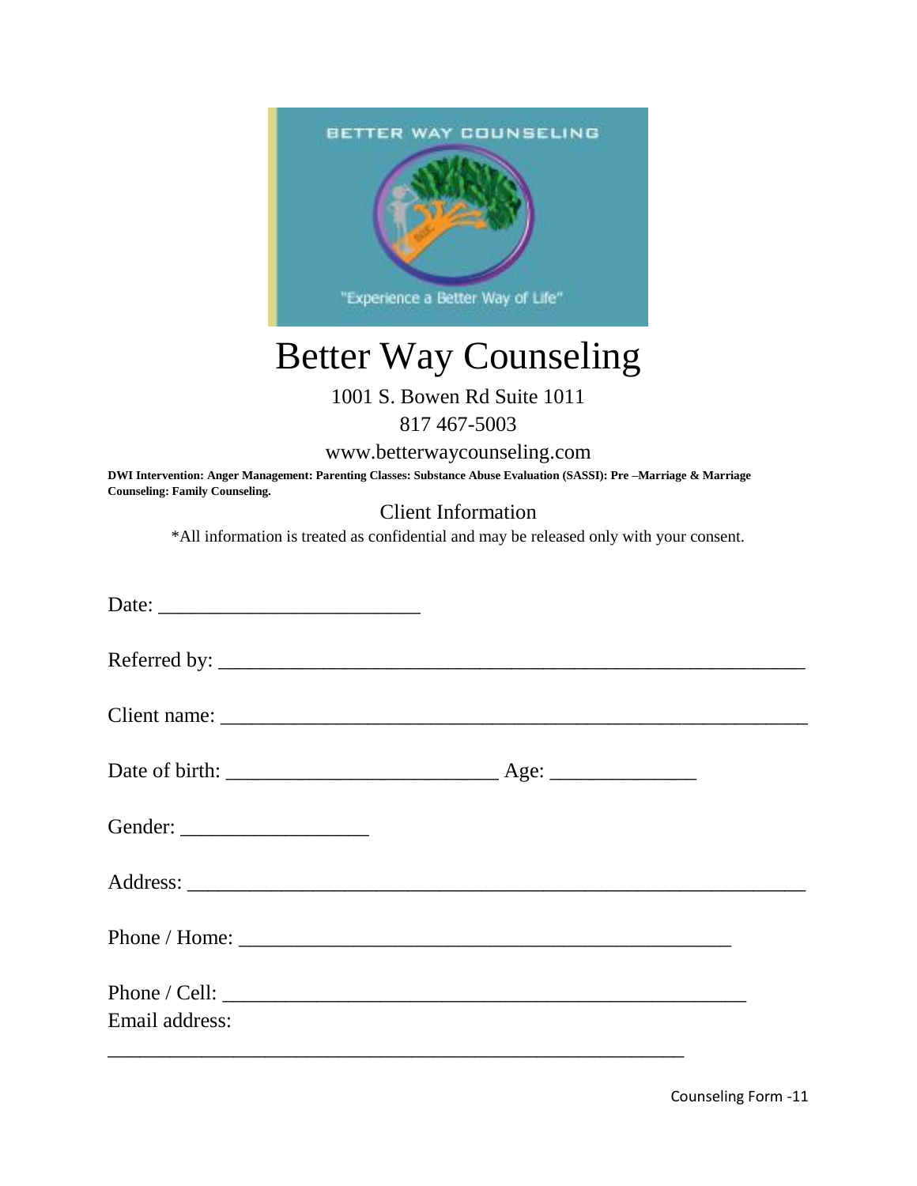# Better Way Counseling

1001 S. Bowen Rd Suite 1011

817 467-5003

www.betterwaycounseling.com

**DWI Intervention: Anger Management: Parenting Classes: Substance Abuse Evaluation (SASSI): Pre –Marriage & Marriage Counseling: Family Counseling.**

## Client Information

*All information is treated as confidential and may be released only with your consent.

Date: _________________________

Referred by: ________________________________________________________

Client name: ________________________________________________________

Date of birth: __________________________ Age: ______________

Gender: __________________

Address: ___________________________________________________________

Phone / Home: _______________________________________________

Phone / Cell: __________________________________________________

Email address:

_______________________________________________________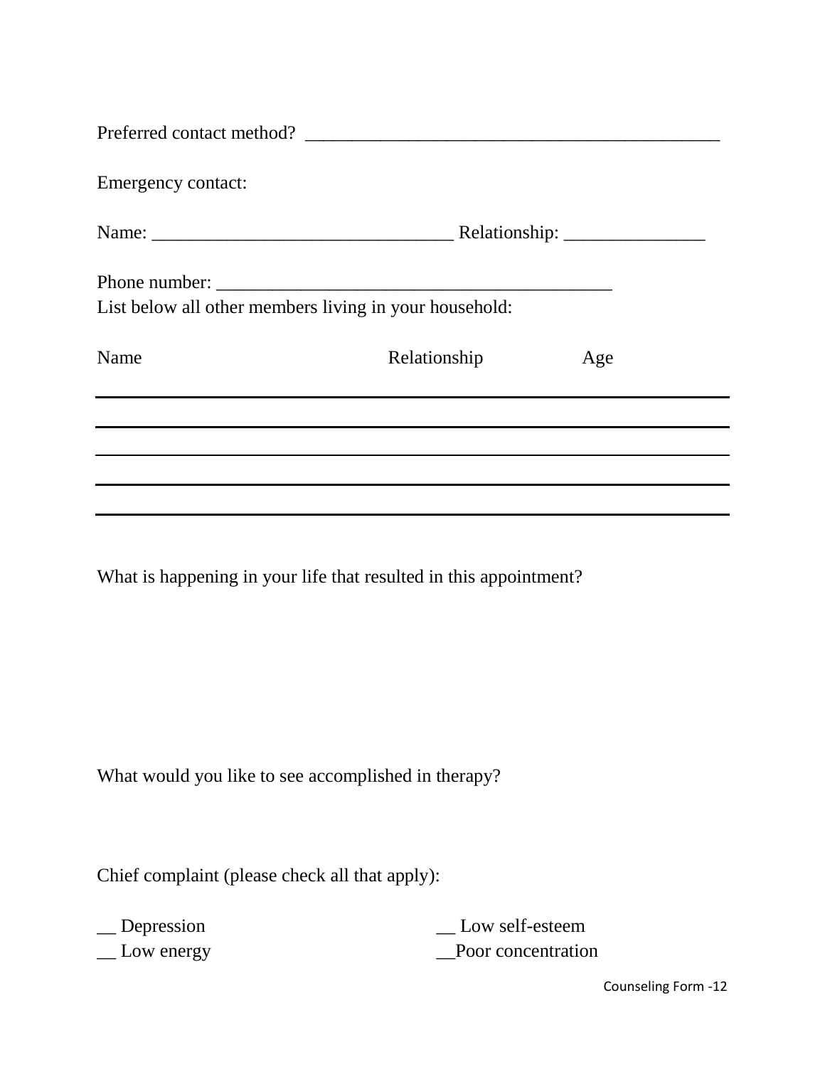Preferred contact method? ____________________________________________

Emergency contact:

Name: ________________________________ Relationship: _______________

Phone number: ___________________________________________

List below all other members living in your household:

| Name | Relationship | Age |
| --- | --- | --- |
| | | |
| | | |
| | | |
| | | |
| | | |

What is happening in your life that resulted in this appointment?

What would you like to see accomplished in therapy?

Chief complaint (please check all that apply):

__ Depression

__ Low energy

__ Low self-esteem

__Poor concentration

Counseling Form -12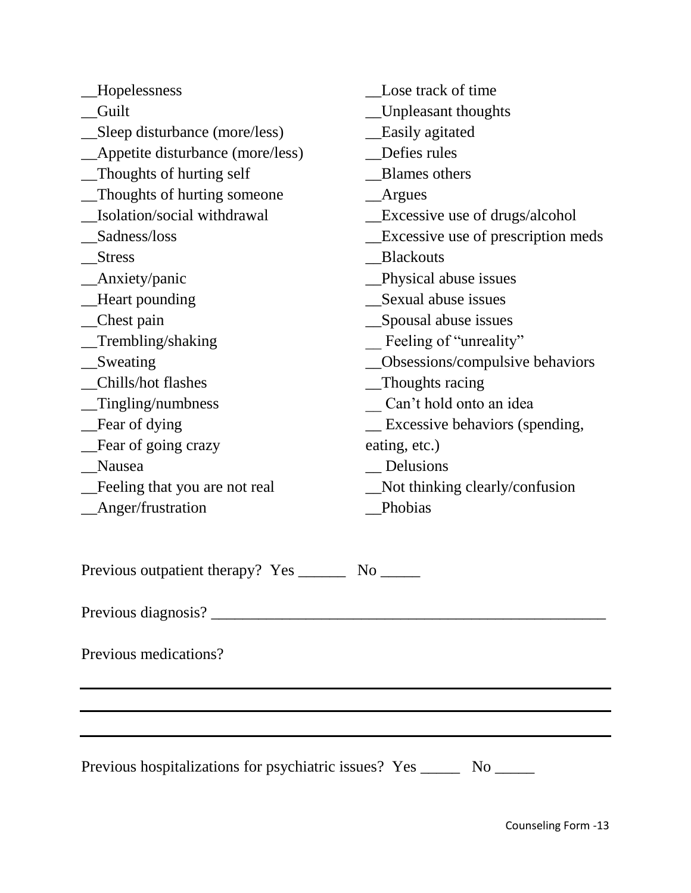__Hopelessness
__Guilt
__Sleep disturbance (more/less)
__Appetite disturbance (more/less)
__Thoughts of hurting self
__Thoughts of hurting someone
__Isolation/social withdrawal
__Sadness/loss
__Stress
__Anxiety/panic
__Heart pounding
__Chest pain
__Trembling/shaking
__Sweating
__Chills/hot flashes
__Tingling/numbness
__Fear of dying
__Fear of going crazy
__Nausea
__Feeling that you are not real
__Anger/frustration

__Lose track of time
__Unpleasant thoughts
__Easily agitated
__Defies rules
__Blames others
__Argues
__Excessive use of drugs/alcohol
__Excessive use of prescription meds
__Blackouts
__Physical abuse issues
__Sexual abuse issues
__Spousal abuse issues
__ Feeling of "unreality"
__Obsessions/compulsive behaviors
__Thoughts racing
__ Can't hold onto an idea
__ Excessive behaviors (spending, eating, etc.)
__ Delusions
__Not thinking clearly/confusion
__Phobias

Previous outpatient therapy? Yes ______ No _____

Previous diagnosis? ____________________________________________________

Previous medications?

_______________________________________________________________

_______________________________________________________________

_______________________________________________________________

Previous hospitalizations for psychiatric issues? Yes _____ No _____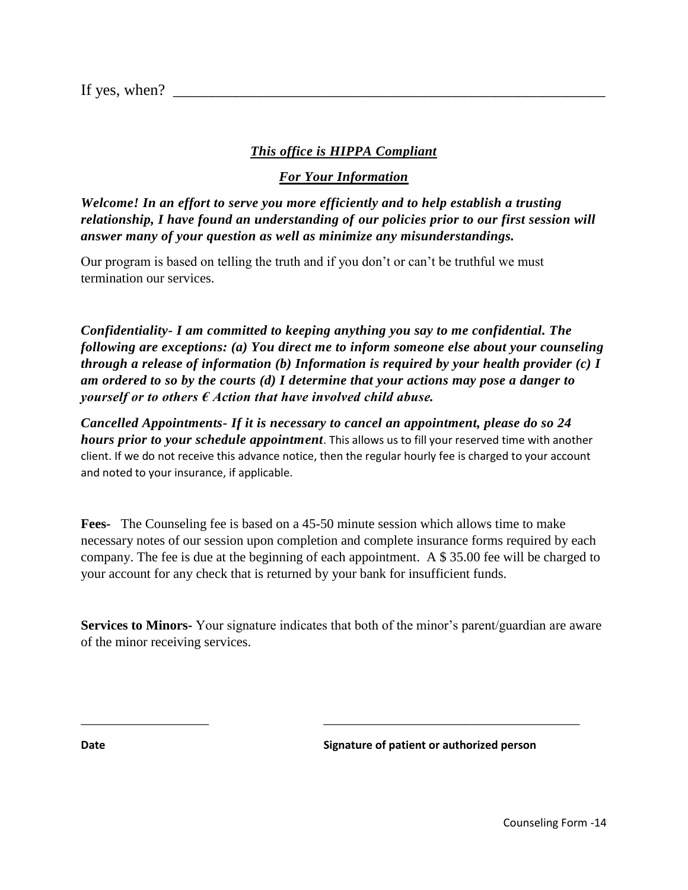If yes, when? ___________________________________________________________

***This office is HIPPA Compliant***

***For Your Information***

***Welcome! In an effort to serve you more efficiently and to help establish a trusting relationship, I have found an understanding of our policies prior to our first session will answer many of your question as well as minimize any misunderstandings.***

Our program is based on telling the truth and if you don't or can't be truthful we must termination our services.

***Confidentiality- I am committed to keeping anything you say to me confidential. The following are exceptions: (a) You direct me to inform someone else about your counseling through a release of information (b) Information is required by your health provider (c) I am ordered to so by the courts (d) I determine that your actions may pose a danger to yourself or to others € Action that have involved child abuse.***

***Cancelled Appointments- If it is necessary to cancel an appointment, please do so 24 hours prior to your schedule appointment***. This allows us to fill your reserved time with another client. If we do not receive this advance notice, then the regular hourly fee is charged to your account and noted to your insurance, if applicable.

**Fees-** The Counseling fee is based on a 45-50 minute session which allows time to make necessary notes of our session upon completion and complete insurance forms required by each company. The fee is due at the beginning of each appointment. A $ 35.00 fee will be charged to your account for any check that is returned by your bank for insufficient funds.

**Services to Minors**- Your signature indicates that both of the minor's parent/guardian are aware of the minor receiving services.

____________________ ________________________________________

**Date** **Signature of patient or authorized person**